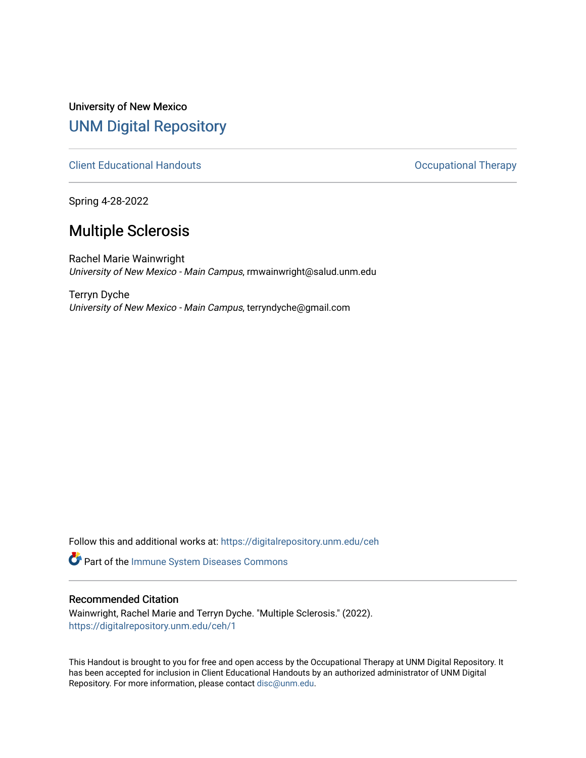University of New Mexico

# UNM Digital Repository

Client Educational Handouts | Occupational Therapy

Spring 4-28-2022

## Multiple Sclerosis

Rachel Marie Wainwright
*University of New Mexico - Main Campus*, rmwainwright@salud.unm.edu

Terryn Dyche
*University of New Mexico - Main Campus*, terryndyche@gmail.com

Follow this and additional works at: https://digitalrepository.unm.edu/ceh

Part of the Immune System Diseases Commons

### Recommended Citation

Wainwright, Rachel Marie and Terryn Dyche. "Multiple Sclerosis." (2022).
https://digitalrepository.unm.edu/ceh/1

This Handout is brought to you for free and open access by the Occupational Therapy at UNM Digital Repository. It has been accepted for inclusion in Client Educational Handouts by an authorized administrator of UNM Digital Repository. For more information, please contact disc@unm.edu.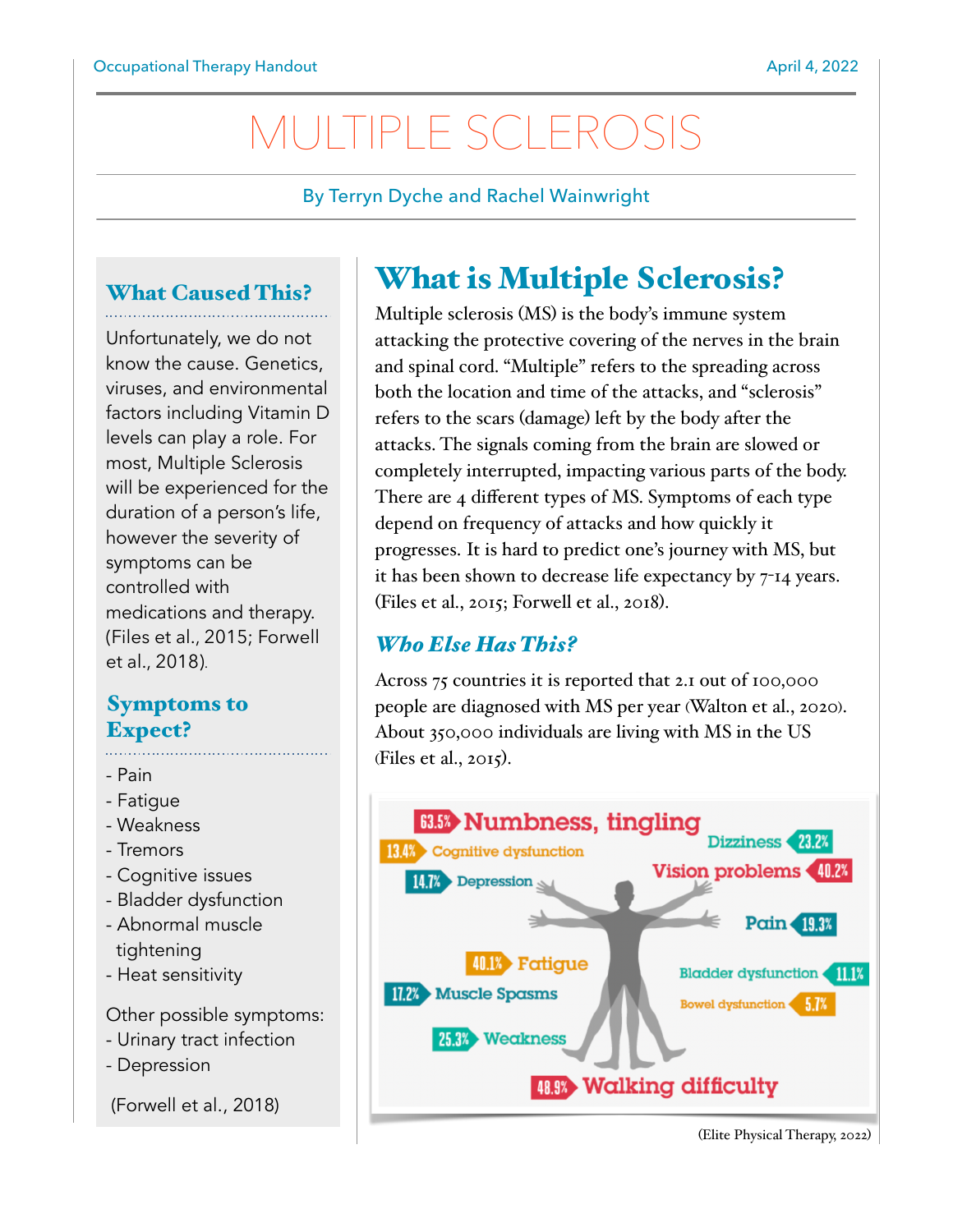# MULTIPLE SCLEROSIS

By Terryn Dyche and Rachel Wainwright

## What Caused This?

Unfortunately, we do not know the cause. Genetics, viruses, and environmental factors including Vitamin D levels can play a role. For most, Multiple Sclerosis will be experienced for the duration of a person's life, however the severity of symptoms can be controlled with medications and therapy. (Files et al., 2015; Forwell et al., 2018).

## Symptoms to Expect?

- Pain
- Fatigue
- Weakness
- Tremors
- Cognitive issues
- Bladder dysfunction
- Abnormal muscle tightening
- Heat sensitivity

Other possible symptoms:

- Urinary tract infection
- Depression

(Forwell et al., 2018)

## What is Multiple Sclerosis?

Multiple sclerosis (MS) is the body's immune system attacking the protective covering of the nerves in the brain and spinal cord. "Multiple" refers to the spreading across both the location and time of the attacks, and "sclerosis" refers to the scars (damage) left by the body after the attacks. The signals coming from the brain are slowed or completely interrupted, impacting various parts of the body. There are 4 different types of MS. Symptoms of each type depend on frequency of attacks and how quickly it progresses. It is hard to predict one's journey with MS, but it has been shown to decrease life expectancy by 7-14 years. (Files et al., 2015; Forwell et al., 2018).

### *Who Else Has This?*

Across 75 countries it is reported that 2.1 out of 100,000 people are diagnosed with MS per year (Walton et al., 2020). About 350,000 individuals are living with MS in the US (Files et al., 2015).

- 63.5% Numbness, tingling
- 13.4% Cognitive dysfunction
- 14.7% Depression
- Dizziness 23.2%
- Vision problems 40.2%
- Pain 19.3%
- 40.1% Fatigue
- 17.2% Muscle Spasms
- Bladder dysfunction 11.1%
- Bowel dysfunction 5.7%
- 25.3% Weakness
- 48.9% Walking difficulty

(Elite Physical Therapy, 2022)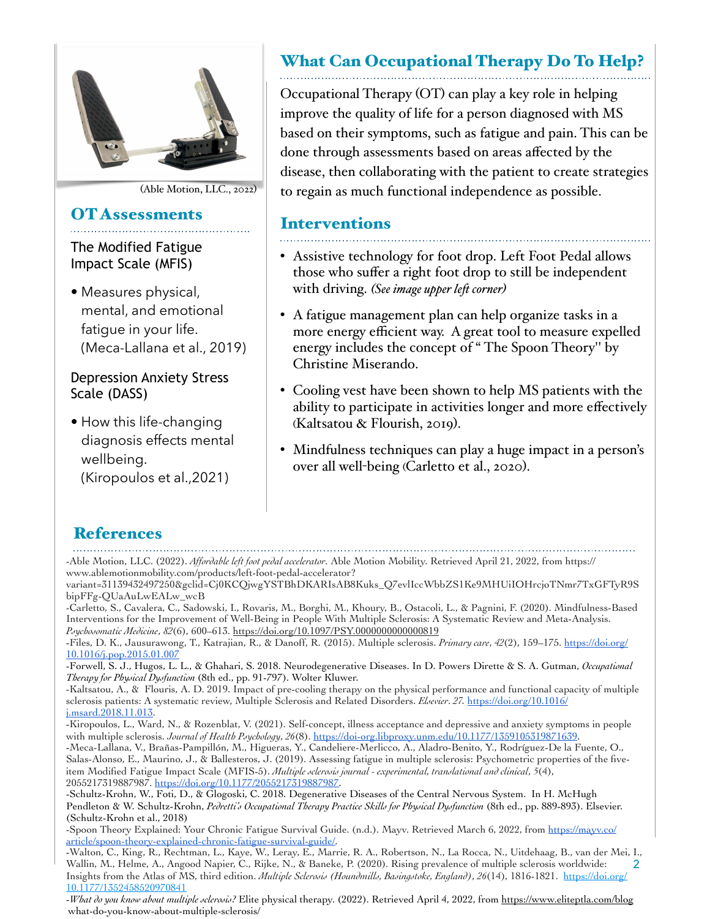(Able Motion, LLC., 2022)

## OT Assessments

The Modified Fatigue Impact Scale (MFIS)

- Measures physical, mental, and emotional fatigue in your life. (Meca-Lallana et al., 2019)

Depression Anxiety Stress Scale (DASS)

- How this life-changing diagnosis effects mental wellbeing. (Kiropoulos et al.,2021)

## What Can Occupational Therapy Do To Help?

Occupational Therapy (OT) can play a key role in helping improve the quality of life for a person diagnosed with MS based on their symptoms, such as fatigue and pain. This can be done through assessments based on areas affected by the disease, then collaborating with the patient to create strategies to regain as much functional independence as possible.

## Interventions

- Assistive technology for foot drop. Left Foot Pedal allows those who suffer a right foot drop to still be independent with driving. *(See image upper left corner)*
- A fatigue management plan can help organize tasks in a more energy efficient way. A great tool to measure expelled energy includes the concept of " The Spoon Theory" by Christine Miserando.
- Cooling vest have been shown to help MS patients with the ability to participate in activities longer and more effectively (Kaltsatou & Flourish, 2019).
- Mindfulness techniques can play a huge impact in a person's over all well-being (Carletto et al., 2020).

## References

-Able Motion, LLC. (2022). *Affordable left foot pedal accelerator*. Able Motion Mobility. Retrieved April 21, 2022, from https://www.ablemotionmobility.com/products/left-foot-pedal-accelerator?variant=31139432497250&gclid=Cj0KCQjwgYSTBhDKARIsAB8Kuks_Q7evlIccWbbZS1Ke9MHUiIOHrcjoTNmr7TxGFTyR9SbipFFg-QUaAuLwEALw_wcB

-Carletto, S., Cavalera, C., Sadowski, I., Rovaris, M., Borghi, M., Khoury, B., Ostacoli, L., & Pagnini, F. (2020). Mindfulness-Based Interventions for the Improvement of Well-Being in People With Multiple Sclerosis: A Systematic Review and Meta-Analysis. *Psychosomatic Medicine*, *82*(6), 600–613. https://doi.org/10.1097/PSY.0000000000000819

-Files, D. K., Jausurawong, T., Katrajian, R., & Danoff, R. (2015). Multiple sclerosis. *Primary care*, *42*(2), 159–175. https://doi.org/10.1016/j.pop.2015.01.007

-Forwell, S. J., Hugos, L. L., & Ghahari, S. 2018. Neurodegenerative Diseases. In D. Powers Dirette & S. A. Gutman, *Occupational Therapy for Physical Dysfunction* (8th ed., pp. 91-797). Wolter Kluwer.

-Kaltsatou, A., & Flouris, A. D. 2019. Impact of pre-cooling therapy on the physical performance and functional capacity of multiple sclerosis patients: A systematic review, Multiple Sclerosis and Related Disorders. *Elsevier*. *27*. https://doi.org/10.1016/j.msard.2018.11.013.

-Kiropoulos, L., Ward, N., & Rozenblat, V. (2021). Self-concept, illness acceptance and depressive and anxiety symptoms in people with multiple sclerosis. *Journal of Health Psychology*, *26*(8). https://doi-org.libproxy.unm.edu/10.1177/1359105319871639.

-Meca-Lallana, V., Brañas-Pampillón, M., Higueras, Y., Candeliere-Merlicco, A., Aladro-Benito, Y., Rodríguez-De la Fuente, O., Salas-Alonso, E., Maurino, J., & Ballesteros, J. (2019). Assessing fatigue in multiple sclerosis: Psychometric properties of the five-item Modified Fatigue Impact Scale (MFIS-5). *Multiple sclerosis journal - experimental, translational and clinical*, *5*(4), 2055217319887987. https://doi.org/10.1177/2055217319887987.

-Schultz-Krohn, W., Foti, D., & Glogoski, C. 2018. Degenerative Diseases of the Central Nervous System. In H. McHugh Pendleton & W. Schultz-Krohn, *Pedretti's Occupational Therapy Practice Skills for Physical Dysfunction* (8th ed., pp. 889-893). Elsevier. (Schultz-Krohn et al., 2018)

-Spoon Theory Explained: Your Chronic Fatigue Survival Guide. (n.d.). Mayv. Retrieved March 6, 2022, from https://mayv.co/article/spoon-theory-explained-chronic-fatigue-survival-guide/.

-Walton, C., King, R., Rechtman, L., Kaye, W., Leray, E., Marrie, R. A., Robertson, N., La Rocca, N., Uitdehaag, B., van der Mei, I., Wallin, M., Helme, A., Angood Napier, C., Rijke, N., & Baneke, P. (2020). Rising prevalence of multiple sclerosis worldwide: Insights from the Atlas of MS, third edition. *Multiple Sclerosis (Houndmills, Basingstoke, England)*, *26*(14), 1816-1821. https://doi.org/10.1177/1352458520970841

-*What do you know about multiple sclerosis?* Elite physical therapy. (2022). Retrieved April 4, 2022, from https://www.eliteptla.com/blog what-do-you-know-about-multiple-sclerosis/